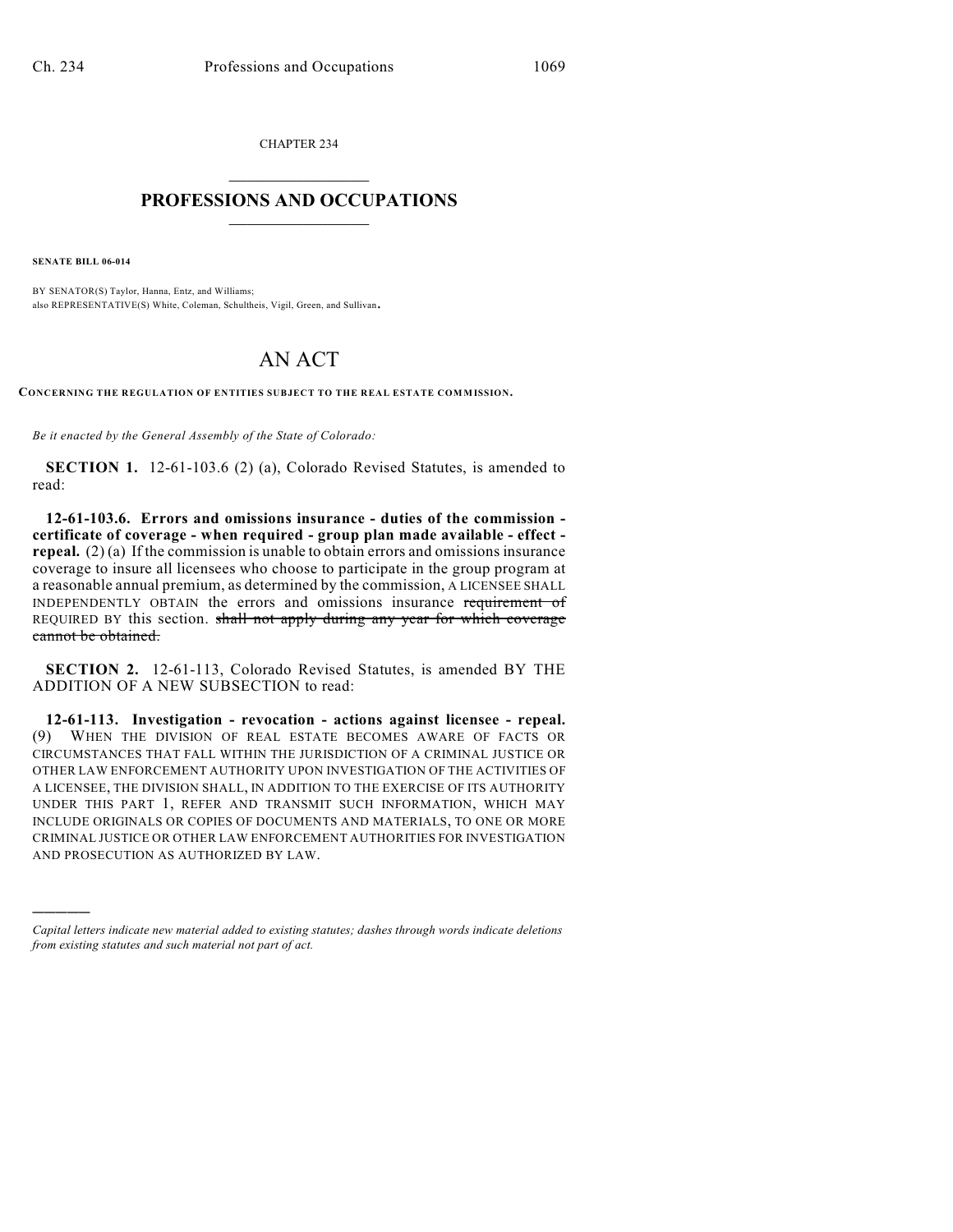CHAPTER 234

# PROFESSIONS AND OCCUPATIONS

**SENATE BILL 06-014**

BY SENATOR(S) Taylor, Hanna, Entz, and Williams;
also REPRESENTATIVE(S) White, Coleman, Schultheis, Vigil, Green, and Sullivan.

# AN ACT

**CONCERNING THE REGULATION OF ENTITIES SUBJECT TO THE REAL ESTATE COMMISSION.**

*Be it enacted by the General Assembly of the State of Colorado:*

**SECTION 1.** 12-61-103.6 (2) (a), Colorado Revised Statutes, is amended to read:

**12-61-103.6. Errors and omissions insurance - duties of the commission - certificate of coverage - when required - group plan made available - effect - repeal.** (2) (a) If the commission is unable to obtain errors and omissions insurance coverage to insure all licensees who choose to participate in the group program at a reasonable annual premium, as determined by the commission, A LICENSEE SHALL INDEPENDENTLY OBTAIN the errors and omissions insurance ~~requirement of~~ REQUIRED BY this section. ~~shall not apply during any year for which coverage cannot be obtained.~~

**SECTION 2.** 12-61-113, Colorado Revised Statutes, is amended BY THE ADDITION OF A NEW SUBSECTION to read:

**12-61-113. Investigation - revocation - actions against licensee - repeal.** (9) WHEN THE DIVISION OF REAL ESTATE BECOMES AWARE OF FACTS OR CIRCUMSTANCES THAT FALL WITHIN THE JURISDICTION OF A CRIMINAL JUSTICE OR OTHER LAW ENFORCEMENT AUTHORITY UPON INVESTIGATION OF THE ACTIVITIES OF A LICENSEE, THE DIVISION SHALL, IN ADDITION TO THE EXERCISE OF ITS AUTHORITY UNDER THIS PART 1, REFER AND TRANSMIT SUCH INFORMATION, WHICH MAY INCLUDE ORIGINALS OR COPIES OF DOCUMENTS AND MATERIALS, TO ONE OR MORE CRIMINAL JUSTICE OR OTHER LAW ENFORCEMENT AUTHORITIES FOR INVESTIGATION AND PROSECUTION AS AUTHORIZED BY LAW.

---

*Capital letters indicate new material added to existing statutes; dashes through words indicate deletions from existing statutes and such material not part of act.*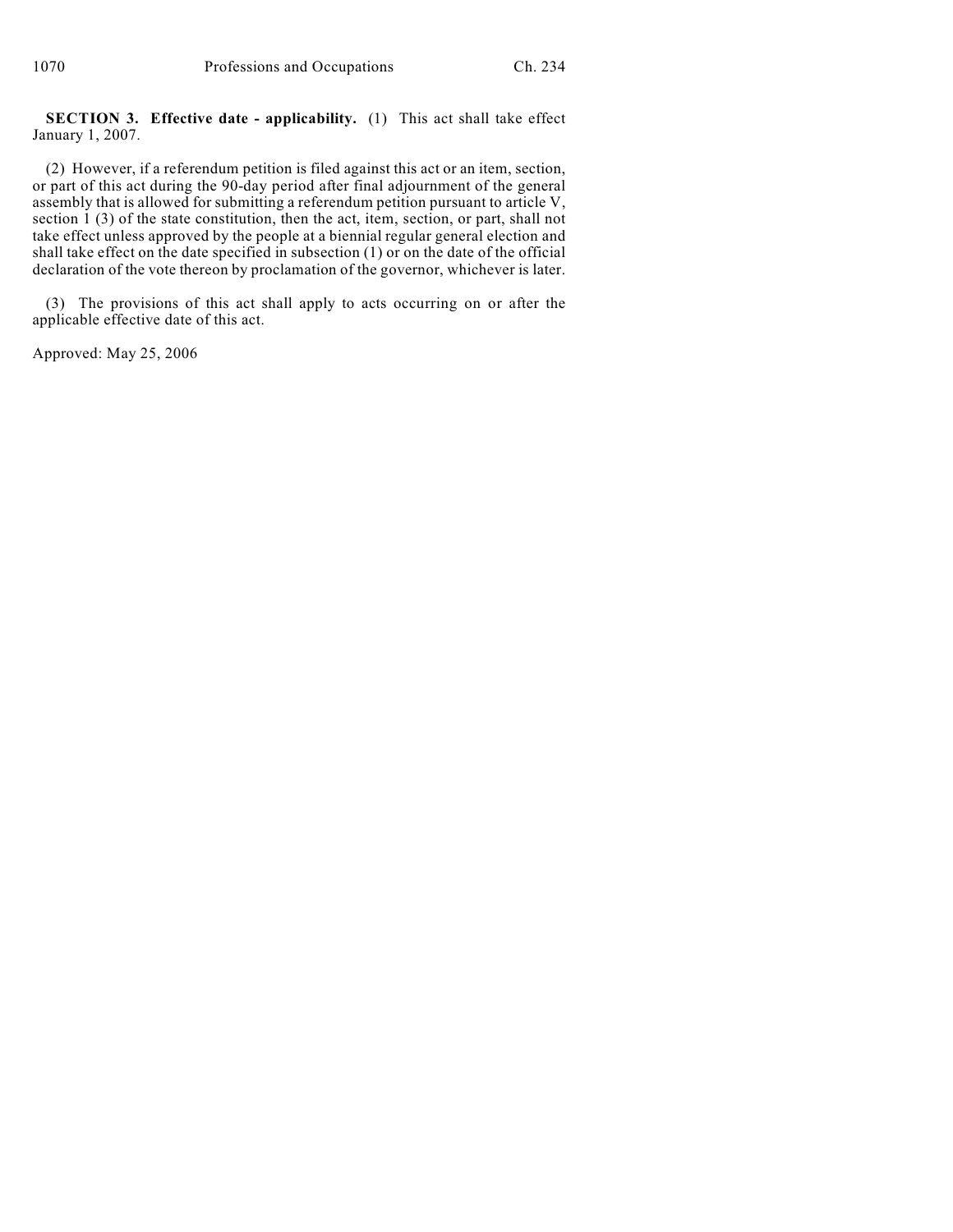**SECTION 3. Effective date - applicability.** (1) This act shall take effect January 1, 2007.

(2) However, if a referendum petition is filed against this act or an item, section, or part of this act during the 90-day period after final adjournment of the general assembly that is allowed for submitting a referendum petition pursuant to article V, section 1 (3) of the state constitution, then the act, item, section, or part, shall not take effect unless approved by the people at a biennial regular general election and shall take effect on the date specified in subsection (1) or on the date of the official declaration of the vote thereon by proclamation of the governor, whichever is later.

(3) The provisions of this act shall apply to acts occurring on or after the applicable effective date of this act.

Approved: May 25, 2006